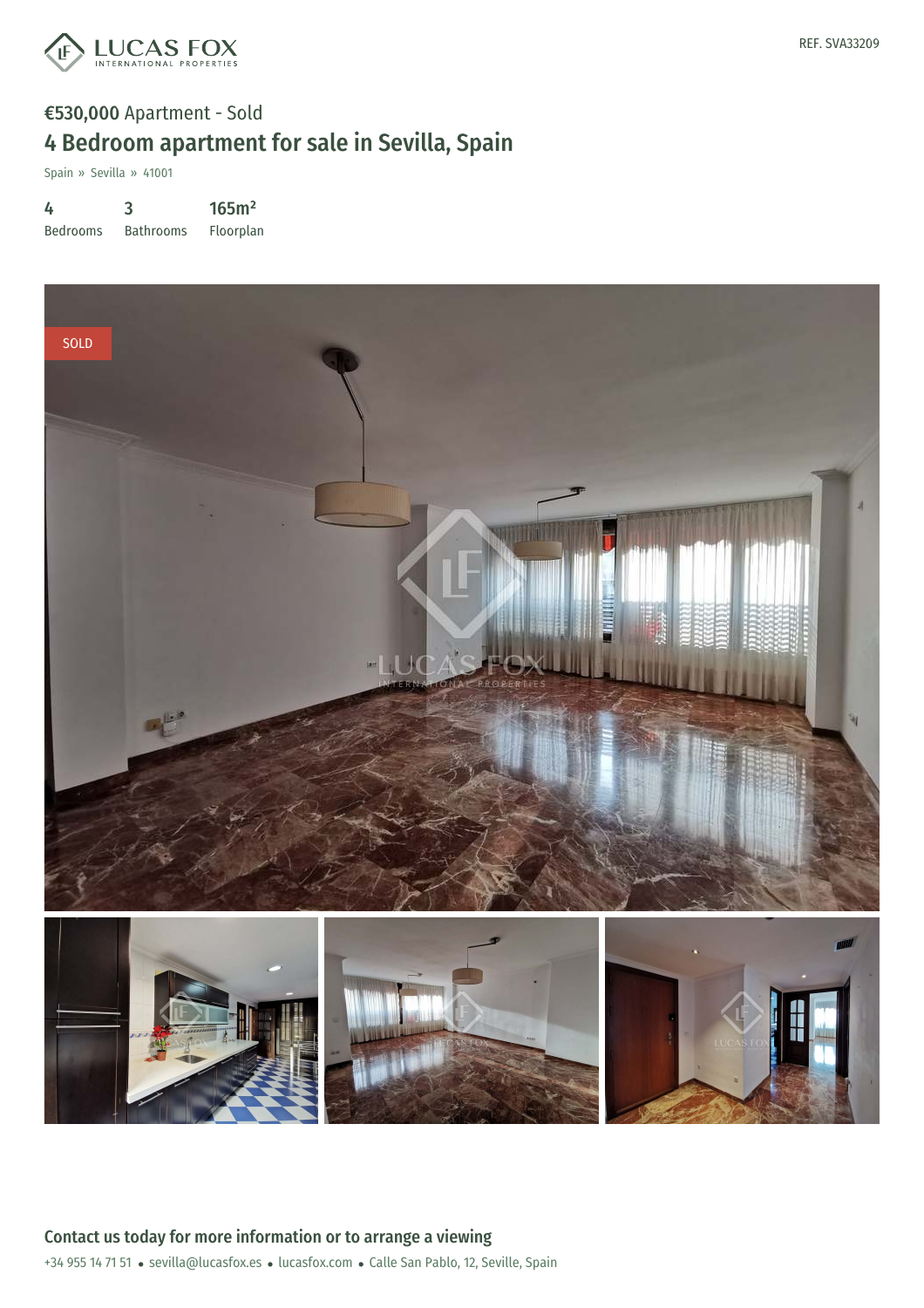REF. SVA33209

**€530,000** Apartment - Sold

# 4 Bedroom apartment for sale in Sevilla, Spain

Spain » Sevilla » 41001

| 4 | 3 | 165m² |
|---|---|---|
| Bedrooms | Bathrooms | Floorplan |

## Contact us today for more information or to arrange a viewing

+34 955 14 71 51 • sevilla@lucasfox.es • lucasfox.com • Calle San Pablo, 12, Seville, Spain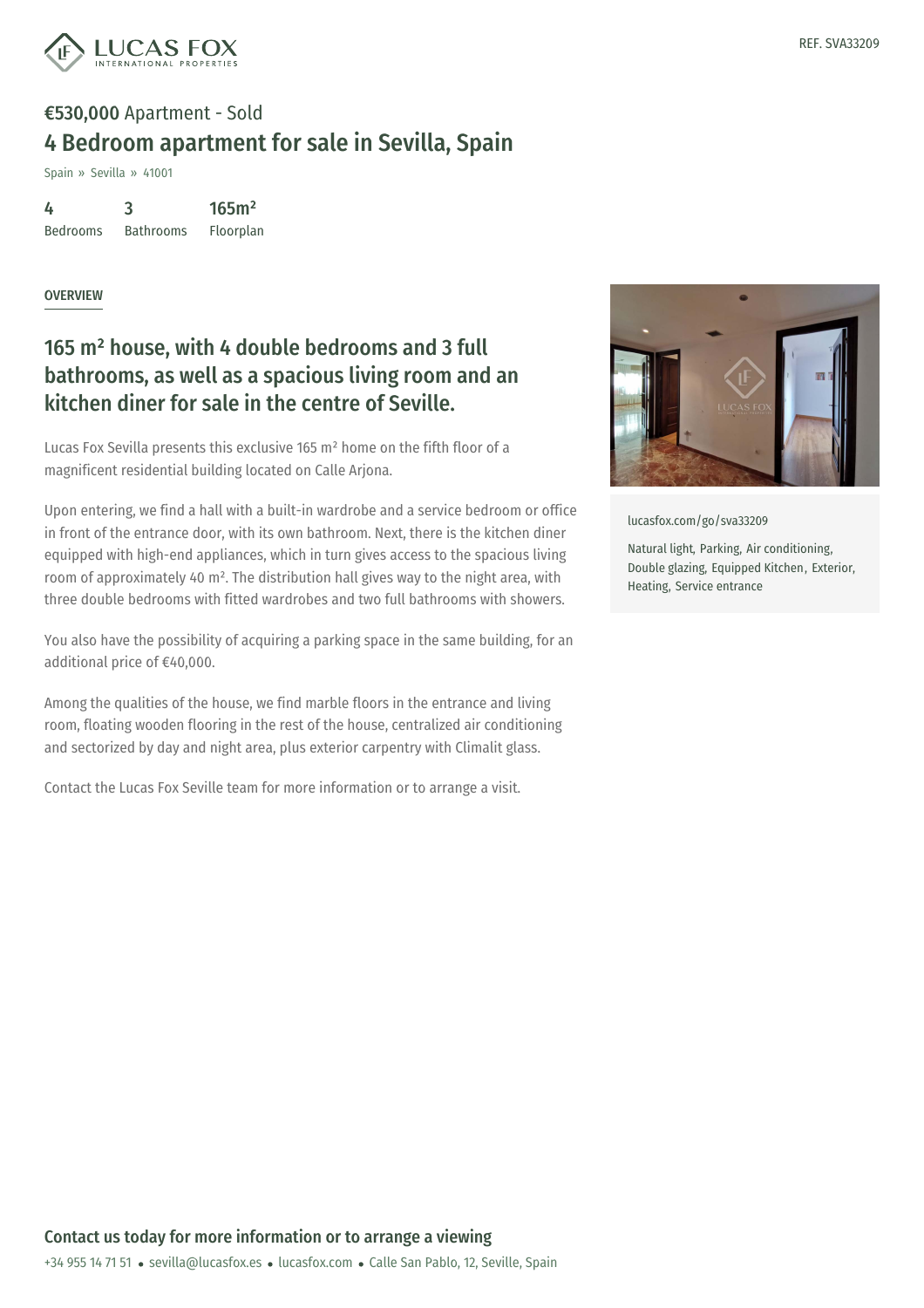REF. SVA33209

**€530,000** Apartment - Sold

# 4 Bedroom apartment for sale in Sevilla, Spain

Spain » Sevilla » 41001

| 4 | 3 | 165m² |
| --- | --- | --- |
| Bedrooms | Bathrooms | Floorplan |

## OVERVIEW

## 165 m² house, with 4 double bedrooms and 3 full bathrooms, as well as a spacious living room and an kitchen diner for sale in the centre of Seville.

Lucas Fox Sevilla presents this exclusive 165 m² home on the fifth floor of a magnificent residential building located on Calle Arjona.

Upon entering, we find a hall with a built-in wardrobe and a service bedroom or office in front of the entrance door, with its own bathroom. Next, there is the kitchen diner equipped with high-end appliances, which in turn gives access to the spacious living room of approximately 40 m². The distribution hall gives way to the night area, with three double bedrooms with fitted wardrobes and two full bathrooms with showers.

You also have the possibility of acquiring a parking space in the same building, for an additional price of €40,000.

Among the qualities of the house, we find marble floors in the entrance and living room, floating wooden flooring in the rest of the house, centralized air conditioning and sectorized by day and night area, plus exterior carpentry with Climalit glass.

Contact the Lucas Fox Seville team for more information or to arrange a visit.

lucasfox.com/go/sva33209

Natural light, Parking, Air conditioning, Double glazing, Equipped Kitchen, Exterior, Heating, Service entrance

## Contact us today for more information or to arrange a viewing

+34 955 14 71 51 • sevilla@lucasfox.es • lucasfox.com • Calle San Pablo, 12, Seville, Spain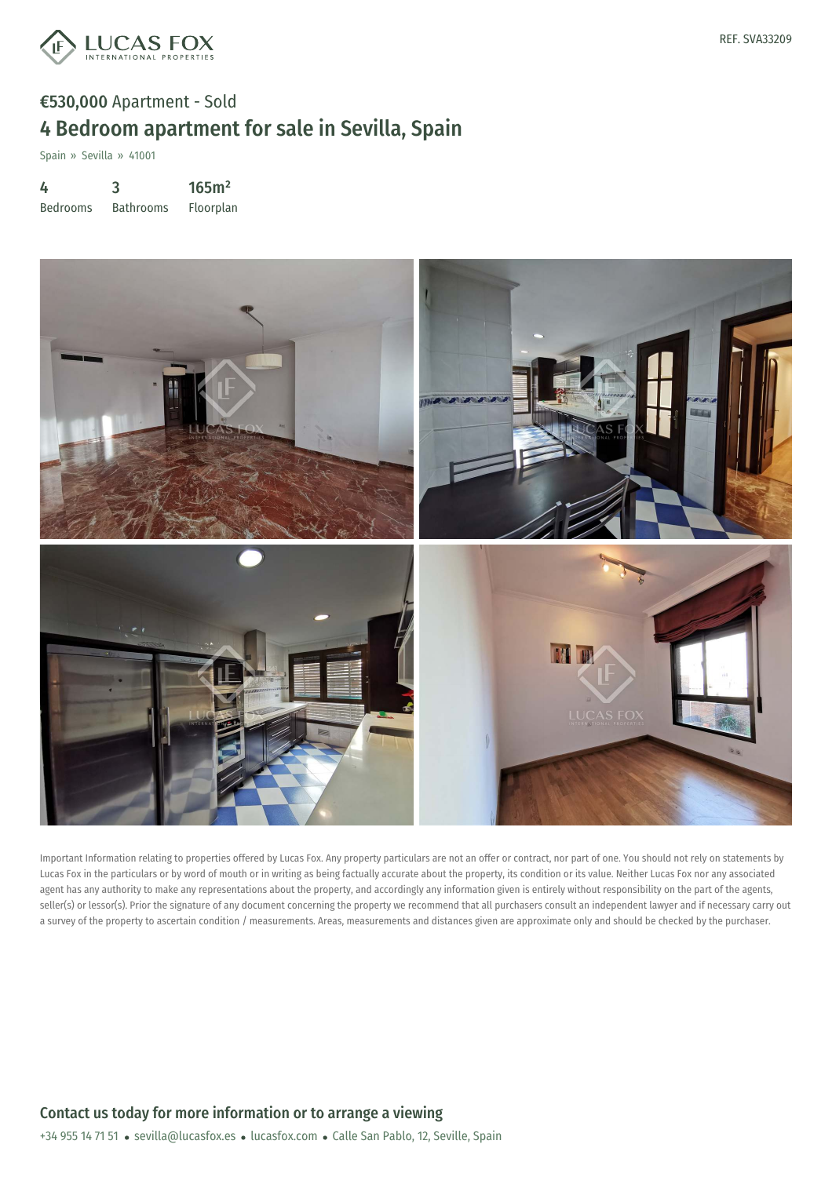REF. SVA33209

**€530,000** Apartment - Sold

# 4 Bedroom apartment for sale in Sevilla, Spain

Spain » Sevilla » 41001

| 4 | 3 | 165m² |
| --- | --- | --- |
| Bedrooms | Bathrooms | Floorplan |

Important Information relating to properties offered by Lucas Fox. Any property particulars are not an offer or contract, nor part of one. You should not rely on statements by Lucas Fox in the particulars or by word of mouth or in writing as being factually accurate about the property, its condition or its value. Neither Lucas Fox nor any associated agent has any authority to make any representations about the property, and accordingly any information given is entirely without responsibility on the part of the agents, seller(s) or lessor(s). Prior the signature of any document concerning the property we recommend that all purchasers consult an independent lawyer and if necessary carry out a survey of the property to ascertain condition / measurements. Areas, measurements and distances given are approximate only and should be checked by the purchaser.

## Contact us today for more information or to arrange a viewing

+34 955 14 71 51 • sevilla@lucasfox.es • lucasfox.com • Calle San Pablo, 12, Seville, Spain